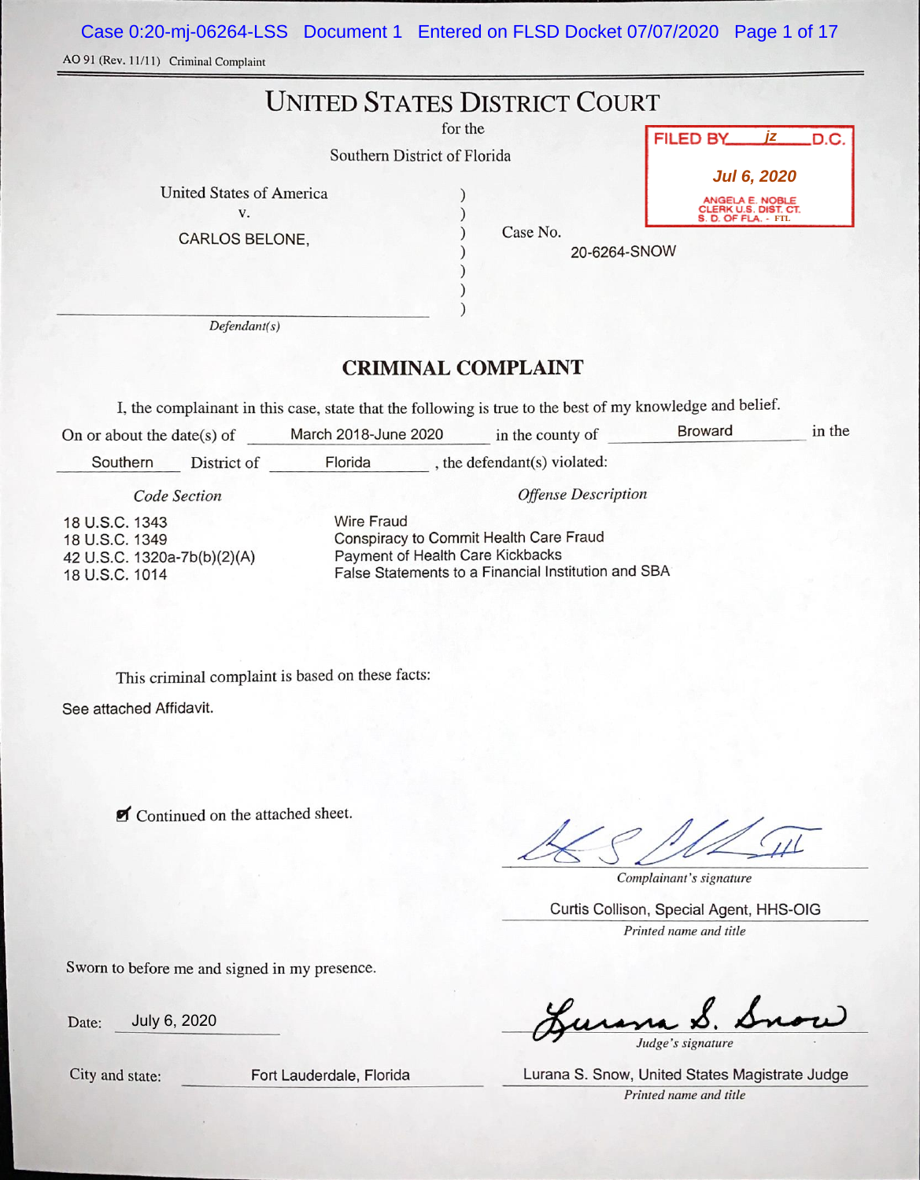AO 91 (Rev. 11/11) Criminal Complaint

# UNITED STATES DISTRICT COURT

for the

Southern District of Florida

FILED BY jz D.C.

Jul 6, 2020

ANGELA E. NOBLE
CLERK U.S. DIST. CT.
S. D. OF FLA. - FTL

United States of America
v.
CARLOS BELONE,

*Defendant(s)*

Case No. 20-6264-SNOW

## CRIMINAL COMPLAINT

I, the complainant in this case, state that the following is true to the best of my knowledge and belief.

On or about the date(s) of March 2018-June 2020 in the county of Broward in the Southern District of Florida, the defendant(s) violated:

| *Code Section* | *Offense Description* |
|---|---|
| 18 U.S.C. 1343 | Wire Fraud |
| 18 U.S.C. 1349 | Conspiracy to Commit Health Care Fraud |
| 42 U.S.C. 1320a-7b(b)(2)(A) | Payment of Health Care Kickbacks |
| 18 U.S.C. 1014 | False Statements to a Financial Institution and SBA |

This criminal complaint is based on these facts:

See attached Affidavit.

☑ Continued on the attached sheet.

[signature]
*Complainant's signature*

Curtis Collison, Special Agent, HHS-OIG
*Printed name and title*

Sworn to before me and signed in my presence.

Date: July 6, 2020

[signature: Lurana S. Snow]
*Judge's signature*

City and state: Fort Lauderdale, Florida

Lurana S. Snow, United States Magistrate Judge
*Printed name and title*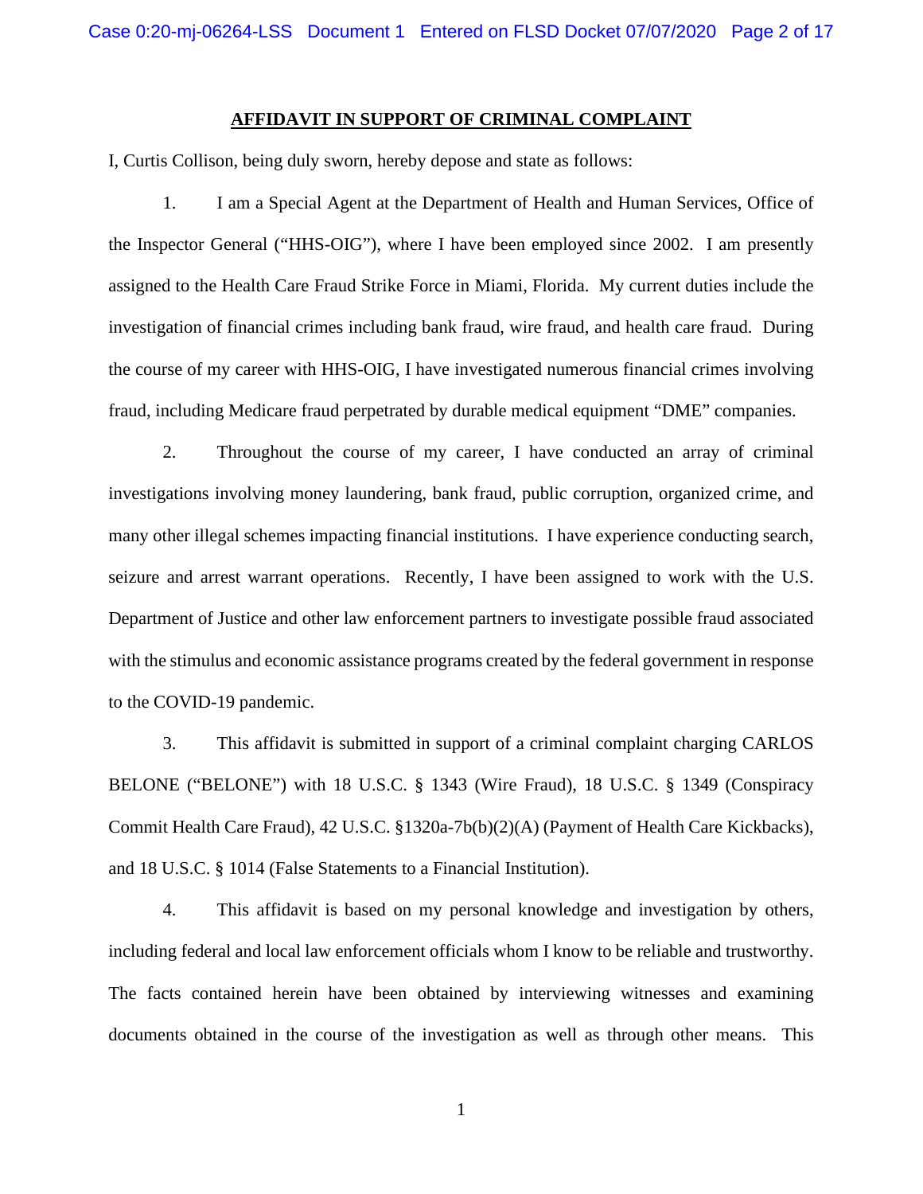## AFFIDAVIT IN SUPPORT OF CRIMINAL COMPLAINT

I, Curtis Collison, being duly sworn, hereby depose and state as follows:

1. I am a Special Agent at the Department of Health and Human Services, Office of the Inspector General ("HHS-OIG"), where I have been employed since 2002. I am presently assigned to the Health Care Fraud Strike Force in Miami, Florida. My current duties include the investigation of financial crimes including bank fraud, wire fraud, and health care fraud. During the course of my career with HHS-OIG, I have investigated numerous financial crimes involving fraud, including Medicare fraud perpetrated by durable medical equipment "DME" companies.

2. Throughout the course of my career, I have conducted an array of criminal investigations involving money laundering, bank fraud, public corruption, organized crime, and many other illegal schemes impacting financial institutions. I have experience conducting search, seizure and arrest warrant operations. Recently, I have been assigned to work with the U.S. Department of Justice and other law enforcement partners to investigate possible fraud associated with the stimulus and economic assistance programs created by the federal government in response to the COVID-19 pandemic.

3. This affidavit is submitted in support of a criminal complaint charging CARLOS BELONE ("BELONE") with 18 U.S.C. § 1343 (Wire Fraud), 18 U.S.C. § 1349 (Conspiracy Commit Health Care Fraud), 42 U.S.C. §1320a-7b(b)(2)(A) (Payment of Health Care Kickbacks), and 18 U.S.C. § 1014 (False Statements to a Financial Institution).

4. This affidavit is based on my personal knowledge and investigation by others, including federal and local law enforcement officials whom I know to be reliable and trustworthy. The facts contained herein have been obtained by interviewing witnesses and examining documents obtained in the course of the investigation as well as through other means. This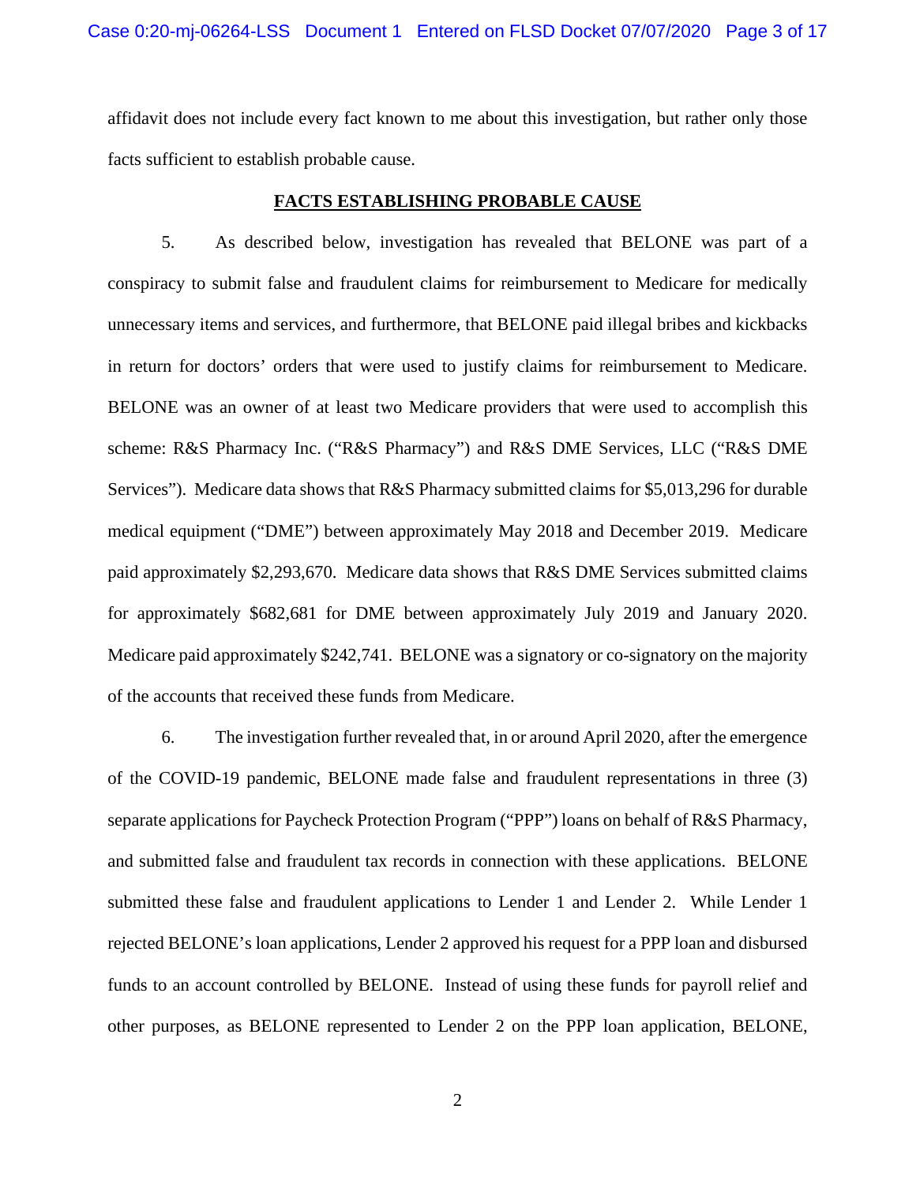affidavit does not include every fact known to me about this investigation, but rather only those facts sufficient to establish probable cause.

**FACTS ESTABLISHING PROBABLE CAUSE**

5. As described below, investigation has revealed that BELONE was part of a conspiracy to submit false and fraudulent claims for reimbursement to Medicare for medically unnecessary items and services, and furthermore, that BELONE paid illegal bribes and kickbacks in return for doctors' orders that were used to justify claims for reimbursement to Medicare. BELONE was an owner of at least two Medicare providers that were used to accomplish this scheme: R&S Pharmacy Inc. ("R&S Pharmacy") and R&S DME Services, LLC ("R&S DME Services"). Medicare data shows that R&S Pharmacy submitted claims for $5,013,296 for durable medical equipment ("DME") between approximately May 2018 and December 2019. Medicare paid approximately $2,293,670. Medicare data shows that R&S DME Services submitted claims for approximately $682,681 for DME between approximately July 2019 and January 2020. Medicare paid approximately $242,741. BELONE was a signatory or co-signatory on the majority of the accounts that received these funds from Medicare.

6. The investigation further revealed that, in or around April 2020, after the emergence of the COVID-19 pandemic, BELONE made false and fraudulent representations in three (3) separate applications for Paycheck Protection Program ("PPP") loans on behalf of R&S Pharmacy, and submitted false and fraudulent tax records in connection with these applications. BELONE submitted these false and fraudulent applications to Lender 1 and Lender 2. While Lender 1 rejected BELONE's loan applications, Lender 2 approved his request for a PPP loan and disbursed funds to an account controlled by BELONE. Instead of using these funds for payroll relief and other purposes, as BELONE represented to Lender 2 on the PPP loan application, BELONE,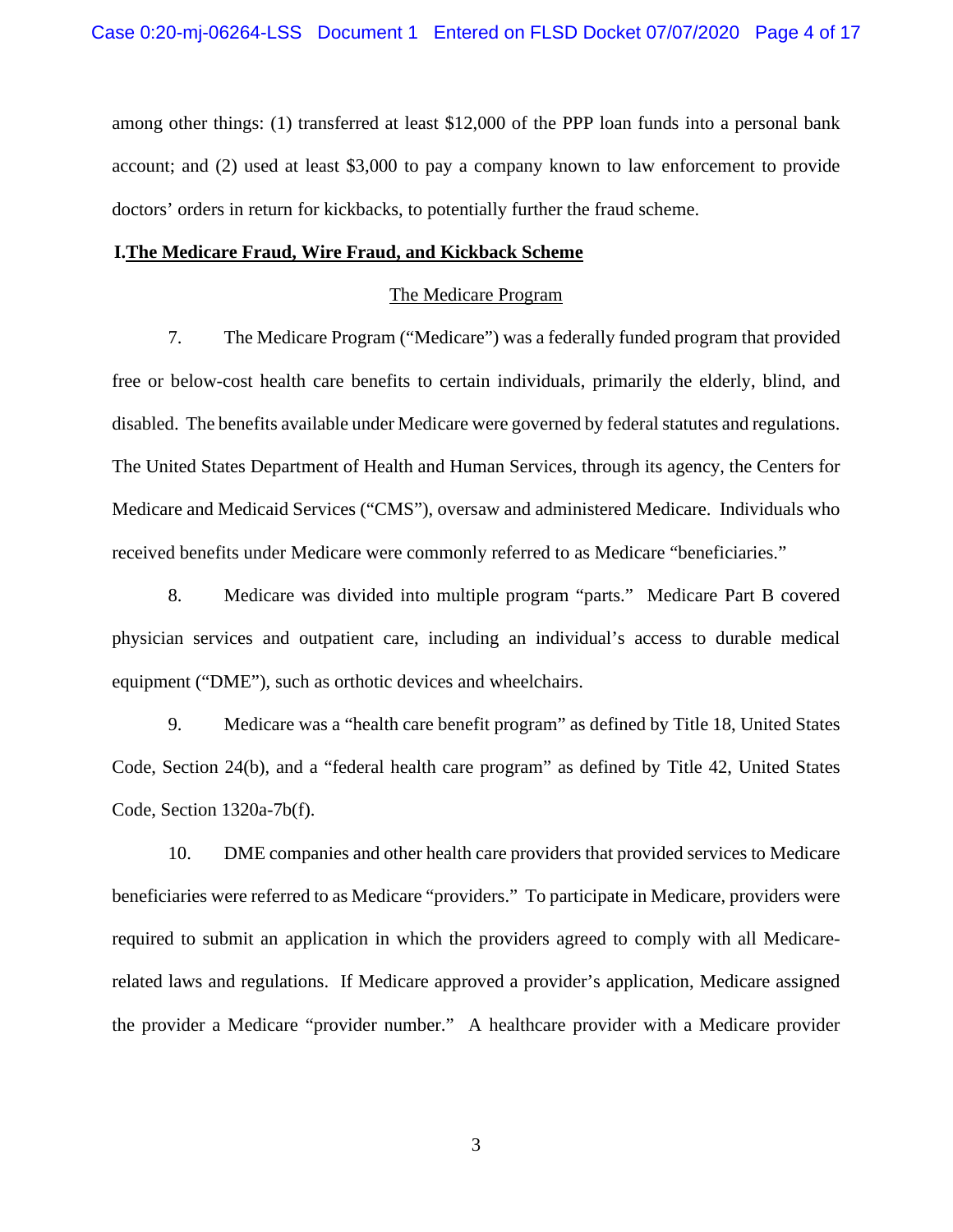among other things: (1) transferred at least $12,000 of the PPP loan funds into a personal bank account; and (2) used at least $3,000 to pay a company known to law enforcement to provide doctors' orders in return for kickbacks, to potentially further the fraud scheme.

## I. The Medicare Fraud, Wire Fraud, and Kickback Scheme

### The Medicare Program

7. The Medicare Program ("Medicare") was a federally funded program that provided free or below-cost health care benefits to certain individuals, primarily the elderly, blind, and disabled. The benefits available under Medicare were governed by federal statutes and regulations. The United States Department of Health and Human Services, through its agency, the Centers for Medicare and Medicaid Services ("CMS"), oversaw and administered Medicare. Individuals who received benefits under Medicare were commonly referred to as Medicare "beneficiaries."

8. Medicare was divided into multiple program "parts." Medicare Part B covered physician services and outpatient care, including an individual's access to durable medical equipment ("DME"), such as orthotic devices and wheelchairs.

9. Medicare was a "health care benefit program" as defined by Title 18, United States Code, Section 24(b), and a "federal health care program" as defined by Title 42, United States Code, Section 1320a-7b(f).

10. DME companies and other health care providers that provided services to Medicare beneficiaries were referred to as Medicare "providers." To participate in Medicare, providers were required to submit an application in which the providers agreed to comply with all Medicare-related laws and regulations. If Medicare approved a provider's application, Medicare assigned the provider a Medicare "provider number." A healthcare provider with a Medicare provider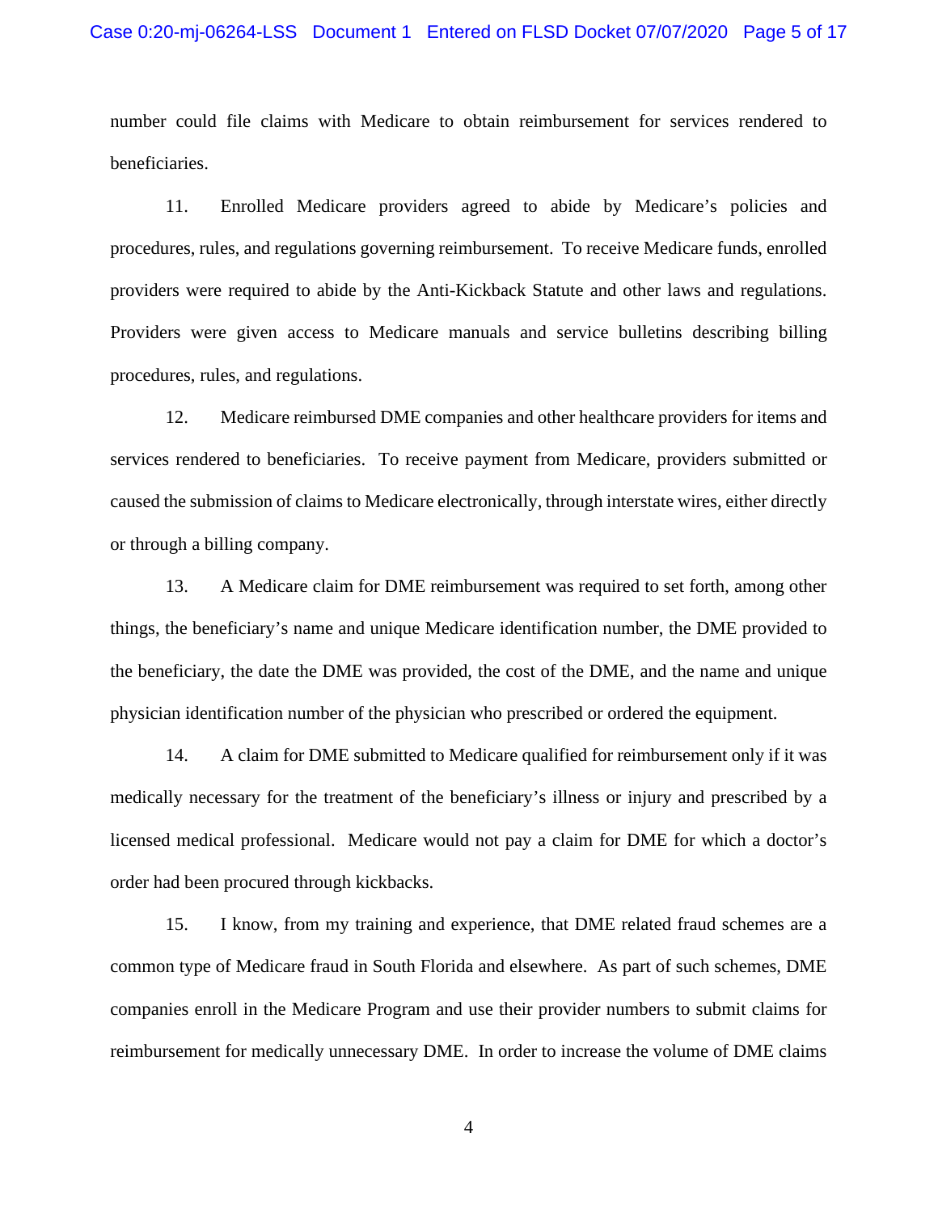number could file claims with Medicare to obtain reimbursement for services rendered to beneficiaries.

11. Enrolled Medicare providers agreed to abide by Medicare's policies and procedures, rules, and regulations governing reimbursement. To receive Medicare funds, enrolled providers were required to abide by the Anti-Kickback Statute and other laws and regulations. Providers were given access to Medicare manuals and service bulletins describing billing procedures, rules, and regulations.

12. Medicare reimbursed DME companies and other healthcare providers for items and services rendered to beneficiaries. To receive payment from Medicare, providers submitted or caused the submission of claims to Medicare electronically, through interstate wires, either directly or through a billing company.

13. A Medicare claim for DME reimbursement was required to set forth, among other things, the beneficiary's name and unique Medicare identification number, the DME provided to the beneficiary, the date the DME was provided, the cost of the DME, and the name and unique physician identification number of the physician who prescribed or ordered the equipment.

14. A claim for DME submitted to Medicare qualified for reimbursement only if it was medically necessary for the treatment of the beneficiary's illness or injury and prescribed by a licensed medical professional. Medicare would not pay a claim for DME for which a doctor's order had been procured through kickbacks.

15. I know, from my training and experience, that DME related fraud schemes are a common type of Medicare fraud in South Florida and elsewhere. As part of such schemes, DME companies enroll in the Medicare Program and use their provider numbers to submit claims for reimbursement for medically unnecessary DME. In order to increase the volume of DME claims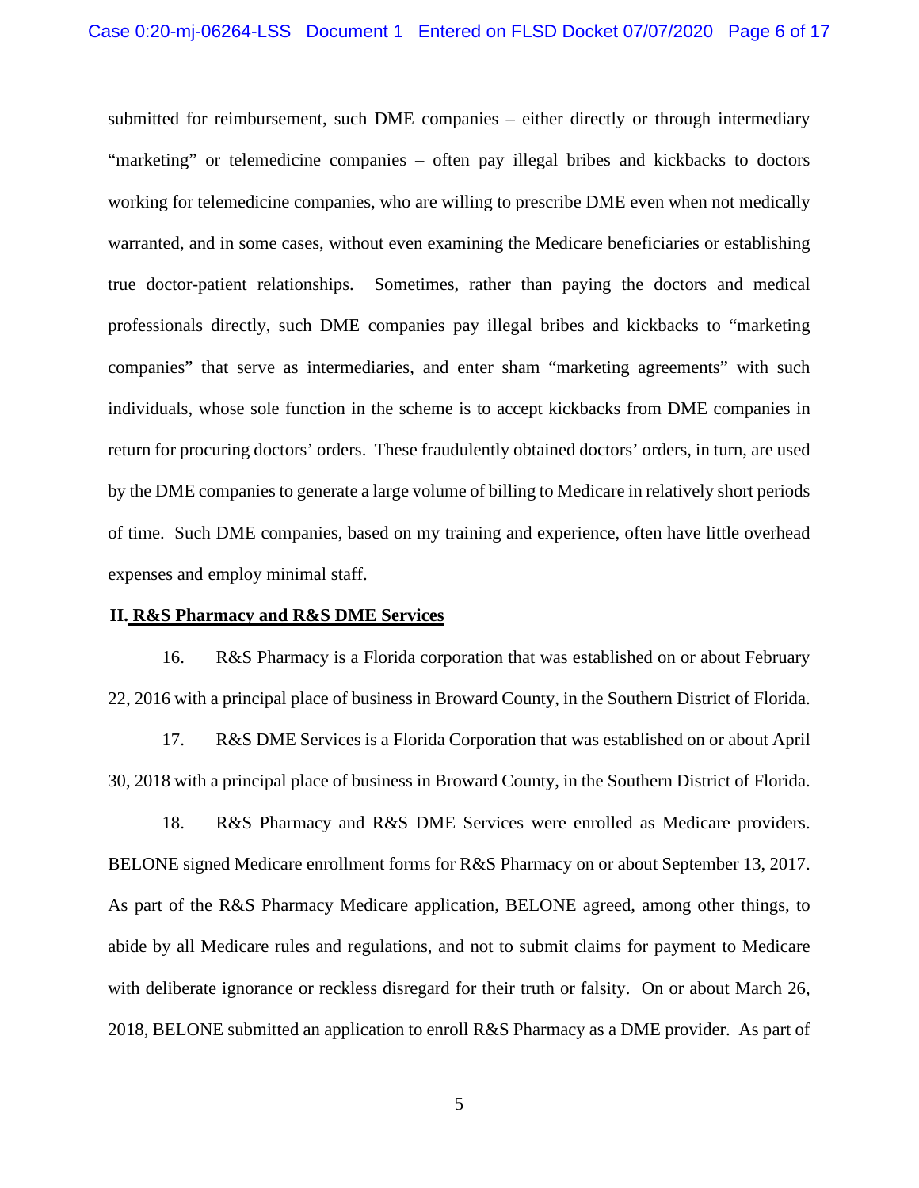submitted for reimbursement, such DME companies – either directly or through intermediary "marketing" or telemedicine companies – often pay illegal bribes and kickbacks to doctors working for telemedicine companies, who are willing to prescribe DME even when not medically warranted, and in some cases, without even examining the Medicare beneficiaries or establishing true doctor-patient relationships. Sometimes, rather than paying the doctors and medical professionals directly, such DME companies pay illegal bribes and kickbacks to "marketing companies" that serve as intermediaries, and enter sham "marketing agreements" with such individuals, whose sole function in the scheme is to accept kickbacks from DME companies in return for procuring doctors' orders. These fraudulently obtained doctors' orders, in turn, are used by the DME companies to generate a large volume of billing to Medicare in relatively short periods of time. Such DME companies, based on my training and experience, often have little overhead expenses and employ minimal staff.

## II. R&S Pharmacy and R&S DME Services

16. R&S Pharmacy is a Florida corporation that was established on or about February 22, 2016 with a principal place of business in Broward County, in the Southern District of Florida.

17. R&S DME Services is a Florida Corporation that was established on or about April 30, 2018 with a principal place of business in Broward County, in the Southern District of Florida.

18. R&S Pharmacy and R&S DME Services were enrolled as Medicare providers. BELONE signed Medicare enrollment forms for R&S Pharmacy on or about September 13, 2017. As part of the R&S Pharmacy Medicare application, BELONE agreed, among other things, to abide by all Medicare rules and regulations, and not to submit claims for payment to Medicare with deliberate ignorance or reckless disregard for their truth or falsity. On or about March 26, 2018, BELONE submitted an application to enroll R&S Pharmacy as a DME provider. As part of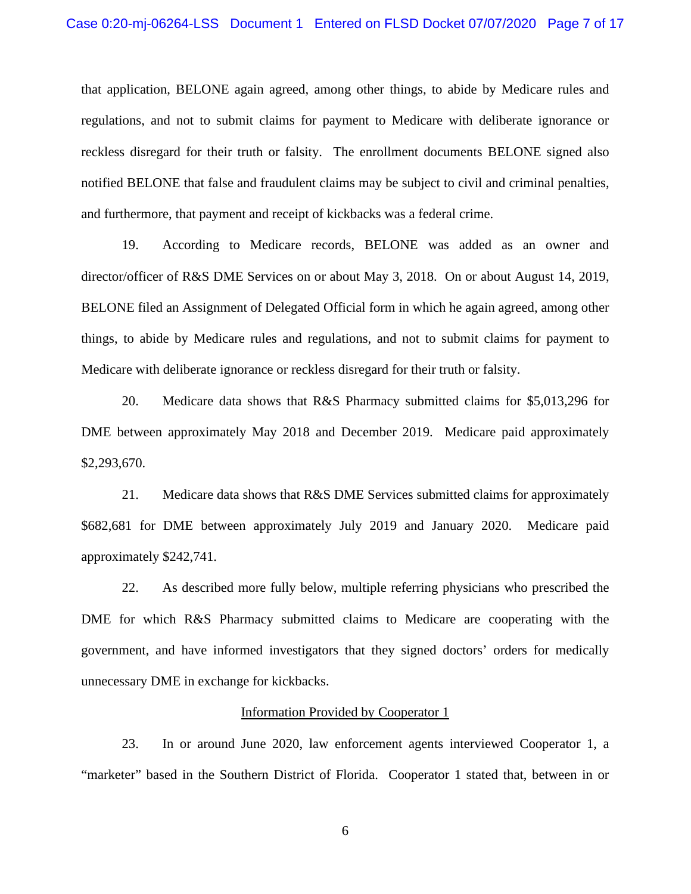that application, BELONE again agreed, among other things, to abide by Medicare rules and regulations, and not to submit claims for payment to Medicare with deliberate ignorance or reckless disregard for their truth or falsity. The enrollment documents BELONE signed also notified BELONE that false and fraudulent claims may be subject to civil and criminal penalties, and furthermore, that payment and receipt of kickbacks was a federal crime.

19. According to Medicare records, BELONE was added as an owner and director/officer of R&S DME Services on or about May 3, 2018. On or about August 14, 2019, BELONE filed an Assignment of Delegated Official form in which he again agreed, among other things, to abide by Medicare rules and regulations, and not to submit claims for payment to Medicare with deliberate ignorance or reckless disregard for their truth or falsity.

20. Medicare data shows that R&S Pharmacy submitted claims for $5,013,296 for DME between approximately May 2018 and December 2019. Medicare paid approximately $2,293,670.

21. Medicare data shows that R&S DME Services submitted claims for approximately $682,681 for DME between approximately July 2019 and January 2020. Medicare paid approximately $242,741.

22. As described more fully below, multiple referring physicians who prescribed the DME for which R&S Pharmacy submitted claims to Medicare are cooperating with the government, and have informed investigators that they signed doctors' orders for medically unnecessary DME in exchange for kickbacks.

<u>Information Provided by Cooperator 1</u>

23. In or around June 2020, law enforcement agents interviewed Cooperator 1, a "marketer" based in the Southern District of Florida. Cooperator 1 stated that, between in or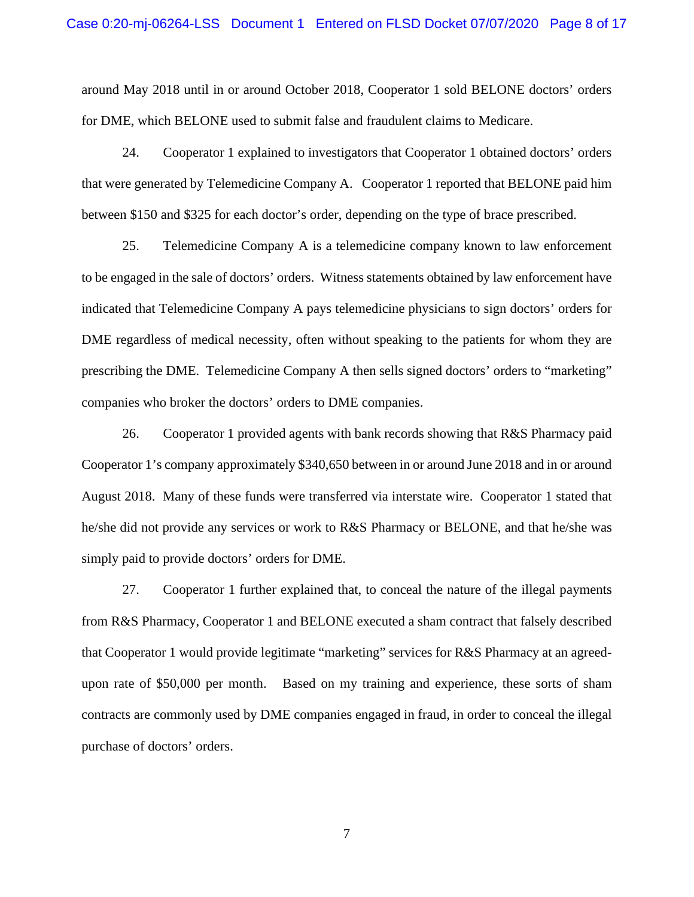around May 2018 until in or around October 2018, Cooperator 1 sold BELONE doctors' orders for DME, which BELONE used to submit false and fraudulent claims to Medicare.

24. Cooperator 1 explained to investigators that Cooperator 1 obtained doctors' orders that were generated by Telemedicine Company A. Cooperator 1 reported that BELONE paid him between $150 and $325 for each doctor's order, depending on the type of brace prescribed.

25. Telemedicine Company A is a telemedicine company known to law enforcement to be engaged in the sale of doctors' orders. Witness statements obtained by law enforcement have indicated that Telemedicine Company A pays telemedicine physicians to sign doctors' orders for DME regardless of medical necessity, often without speaking to the patients for whom they are prescribing the DME. Telemedicine Company A then sells signed doctors' orders to "marketing" companies who broker the doctors' orders to DME companies.

26. Cooperator 1 provided agents with bank records showing that R&S Pharmacy paid Cooperator 1's company approximately $340,650 between in or around June 2018 and in or around August 2018. Many of these funds were transferred via interstate wire. Cooperator 1 stated that he/she did not provide any services or work to R&S Pharmacy or BELONE, and that he/she was simply paid to provide doctors' orders for DME.

27. Cooperator 1 further explained that, to conceal the nature of the illegal payments from R&S Pharmacy, Cooperator 1 and BELONE executed a sham contract that falsely described that Cooperator 1 would provide legitimate "marketing" services for R&S Pharmacy at an agreed-upon rate of $50,000 per month. Based on my training and experience, these sorts of sham contracts are commonly used by DME companies engaged in fraud, in order to conceal the illegal purchase of doctors' orders.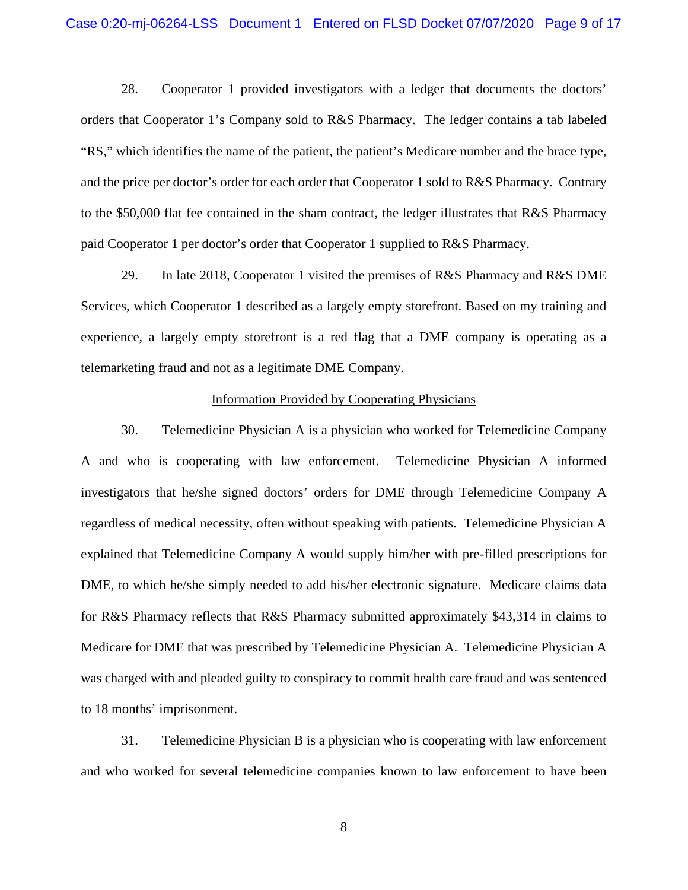28. Cooperator 1 provided investigators with a ledger that documents the doctors' orders that Cooperator 1's Company sold to R&S Pharmacy. The ledger contains a tab labeled "RS," which identifies the name of the patient, the patient's Medicare number and the brace type, and the price per doctor's order for each order that Cooperator 1 sold to R&S Pharmacy. Contrary to the $50,000 flat fee contained in the sham contract, the ledger illustrates that R&S Pharmacy paid Cooperator 1 per doctor's order that Cooperator 1 supplied to R&S Pharmacy.

29. In late 2018, Cooperator 1 visited the premises of R&S Pharmacy and R&S DME Services, which Cooperator 1 described as a largely empty storefront. Based on my training and experience, a largely empty storefront is a red flag that a DME company is operating as a telemarketing fraud and not as a legitimate DME Company.

<u>Information Provided by Cooperating Physicians</u>

30. Telemedicine Physician A is a physician who worked for Telemedicine Company A and who is cooperating with law enforcement. Telemedicine Physician A informed investigators that he/she signed doctors' orders for DME through Telemedicine Company A regardless of medical necessity, often without speaking with patients. Telemedicine Physician A explained that Telemedicine Company A would supply him/her with pre-filled prescriptions for DME, to which he/she simply needed to add his/her electronic signature. Medicare claims data for R&S Pharmacy reflects that R&S Pharmacy submitted approximately $43,314 in claims to Medicare for DME that was prescribed by Telemedicine Physician A. Telemedicine Physician A was charged with and pleaded guilty to conspiracy to commit health care fraud and was sentenced to 18 months' imprisonment.

31. Telemedicine Physician B is a physician who is cooperating with law enforcement and who worked for several telemedicine companies known to law enforcement to have been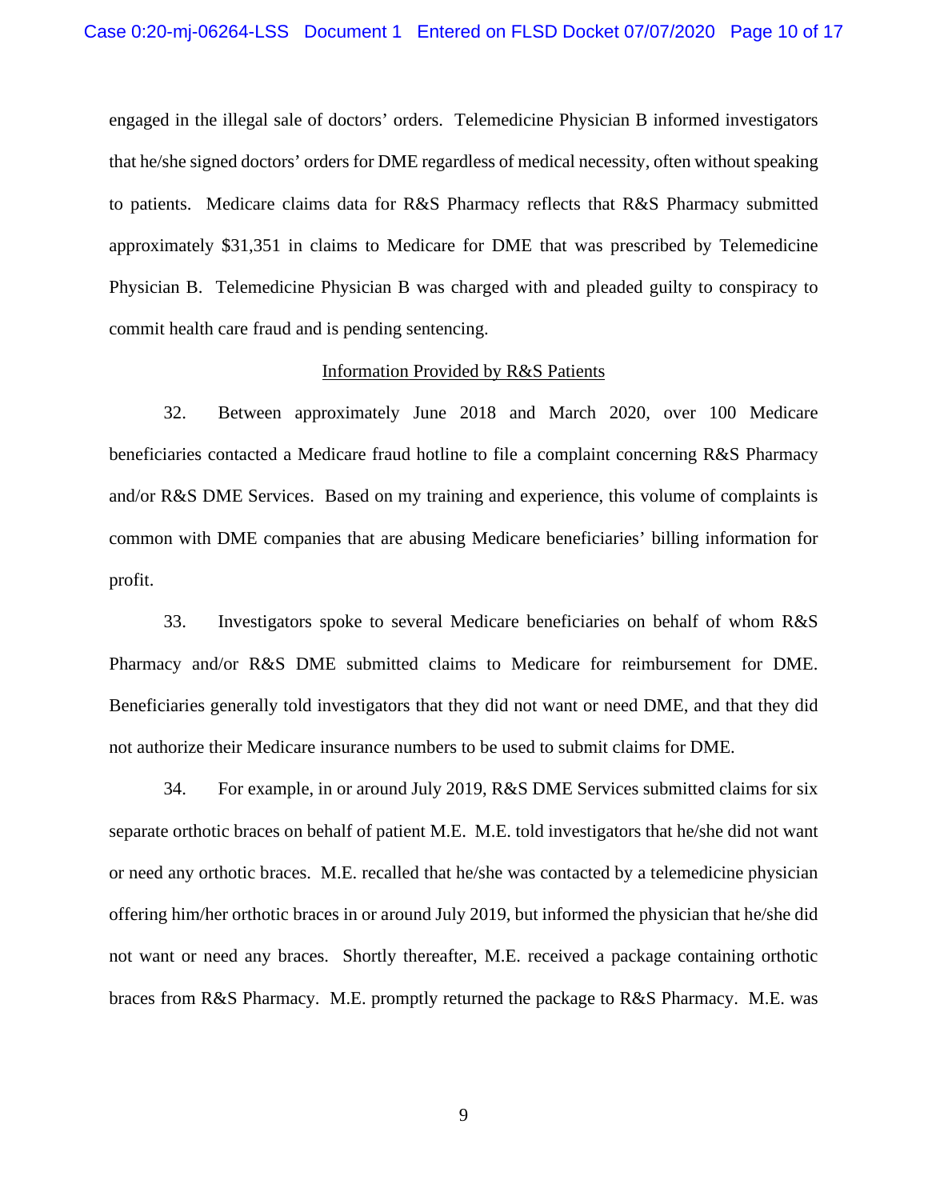engaged in the illegal sale of doctors' orders. Telemedicine Physician B informed investigators that he/she signed doctors' orders for DME regardless of medical necessity, often without speaking to patients. Medicare claims data for R&S Pharmacy reflects that R&S Pharmacy submitted approximately $31,351 in claims to Medicare for DME that was prescribed by Telemedicine Physician B. Telemedicine Physician B was charged with and pleaded guilty to conspiracy to commit health care fraud and is pending sentencing.

Information Provided by R&S Patients

32. Between approximately June 2018 and March 2020, over 100 Medicare beneficiaries contacted a Medicare fraud hotline to file a complaint concerning R&S Pharmacy and/or R&S DME Services. Based on my training and experience, this volume of complaints is common with DME companies that are abusing Medicare beneficiaries' billing information for profit.

33. Investigators spoke to several Medicare beneficiaries on behalf of whom R&S Pharmacy and/or R&S DME submitted claims to Medicare for reimbursement for DME. Beneficiaries generally told investigators that they did not want or need DME, and that they did not authorize their Medicare insurance numbers to be used to submit claims for DME.

34. For example, in or around July 2019, R&S DME Services submitted claims for six separate orthotic braces on behalf of patient M.E. M.E. told investigators that he/she did not want or need any orthotic braces. M.E. recalled that he/she was contacted by a telemedicine physician offering him/her orthotic braces in or around July 2019, but informed the physician that he/she did not want or need any braces. Shortly thereafter, M.E. received a package containing orthotic braces from R&S Pharmacy. M.E. promptly returned the package to R&S Pharmacy. M.E. was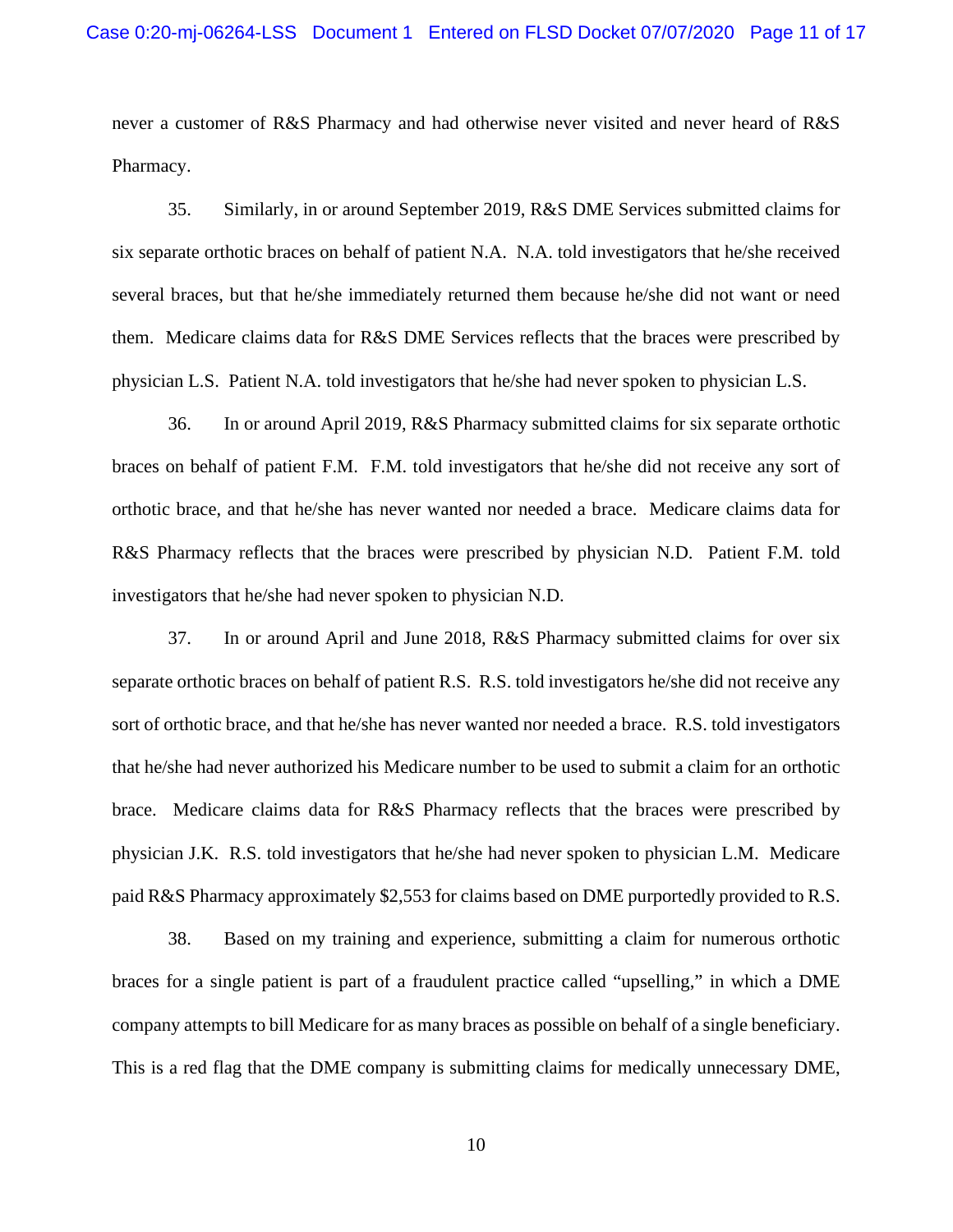never a customer of R&S Pharmacy and had otherwise never visited and never heard of R&S Pharmacy.

35. Similarly, in or around September 2019, R&S DME Services submitted claims for six separate orthotic braces on behalf of patient N.A. N.A. told investigators that he/she received several braces, but that he/she immediately returned them because he/she did not want or need them. Medicare claims data for R&S DME Services reflects that the braces were prescribed by physician L.S. Patient N.A. told investigators that he/she had never spoken to physician L.S.

36. In or around April 2019, R&S Pharmacy submitted claims for six separate orthotic braces on behalf of patient F.M. F.M. told investigators that he/she did not receive any sort of orthotic brace, and that he/she has never wanted nor needed a brace. Medicare claims data for R&S Pharmacy reflects that the braces were prescribed by physician N.D. Patient F.M. told investigators that he/she had never spoken to physician N.D.

37. In or around April and June 2018, R&S Pharmacy submitted claims for over six separate orthotic braces on behalf of patient R.S. R.S. told investigators he/she did not receive any sort of orthotic brace, and that he/she has never wanted nor needed a brace. R.S. told investigators that he/she had never authorized his Medicare number to be used to submit a claim for an orthotic brace. Medicare claims data for R&S Pharmacy reflects that the braces were prescribed by physician J.K. R.S. told investigators that he/she had never spoken to physician L.M. Medicare paid R&S Pharmacy approximately $2,553 for claims based on DME purportedly provided to R.S.

38. Based on my training and experience, submitting a claim for numerous orthotic braces for a single patient is part of a fraudulent practice called "upselling," in which a DME company attempts to bill Medicare for as many braces as possible on behalf of a single beneficiary. This is a red flag that the DME company is submitting claims for medically unnecessary DME,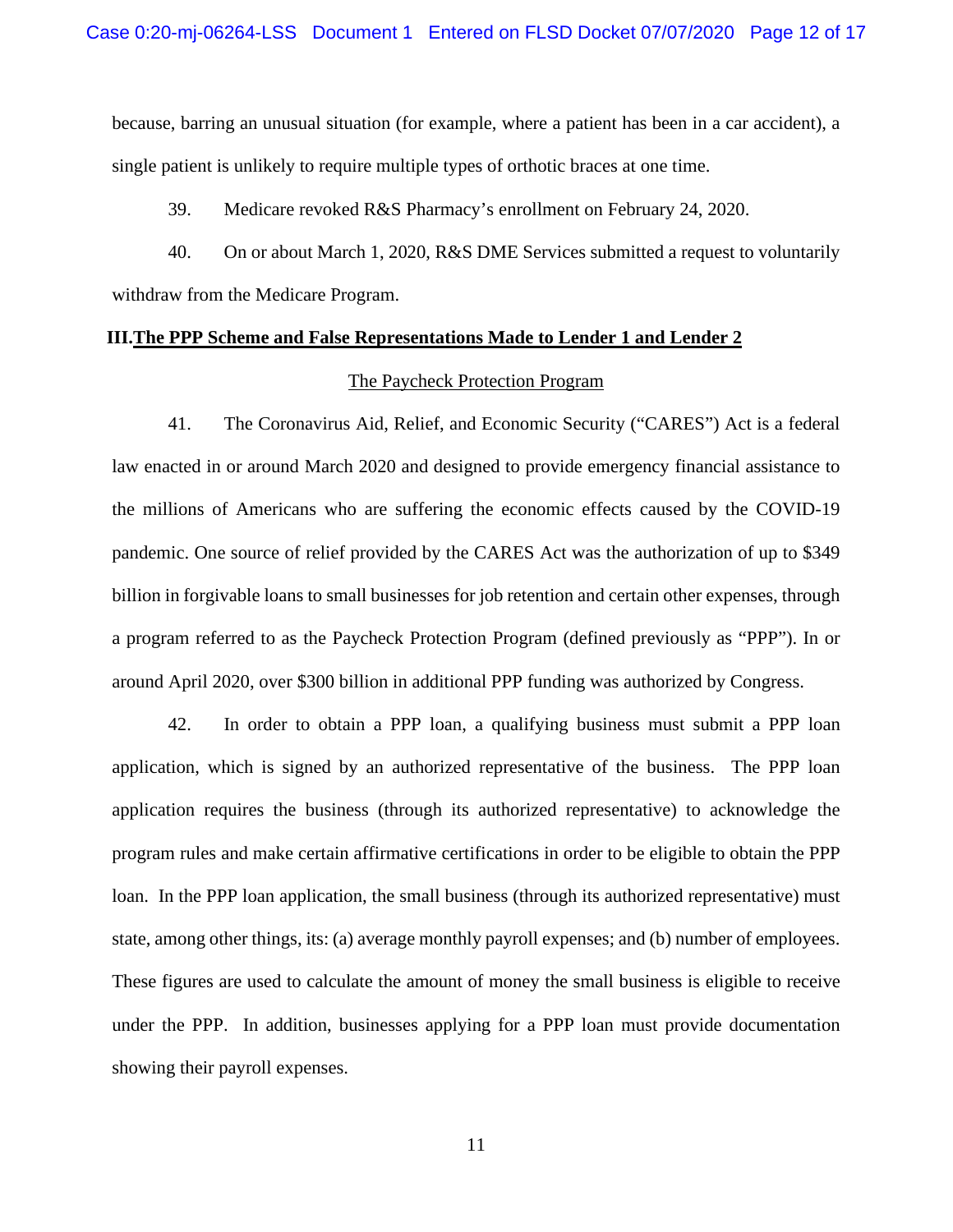because, barring an unusual situation (for example, where a patient has been in a car accident), a single patient is unlikely to require multiple types of orthotic braces at one time.

39. Medicare revoked R&S Pharmacy's enrollment on February 24, 2020.

40. On or about March 1, 2020, R&S DME Services submitted a request to voluntarily withdraw from the Medicare Program.

## III. The PPP Scheme and False Representations Made to Lender 1 and Lender 2

### The Paycheck Protection Program

41. The Coronavirus Aid, Relief, and Economic Security ("CARES") Act is a federal law enacted in or around March 2020 and designed to provide emergency financial assistance to the millions of Americans who are suffering the economic effects caused by the COVID-19 pandemic. One source of relief provided by the CARES Act was the authorization of up to $349 billion in forgivable loans to small businesses for job retention and certain other expenses, through a program referred to as the Paycheck Protection Program (defined previously as "PPP"). In or around April 2020, over $300 billion in additional PPP funding was authorized by Congress.

42. In order to obtain a PPP loan, a qualifying business must submit a PPP loan application, which is signed by an authorized representative of the business. The PPP loan application requires the business (through its authorized representative) to acknowledge the program rules and make certain affirmative certifications in order to be eligible to obtain the PPP loan. In the PPP loan application, the small business (through its authorized representative) must state, among other things, its: (a) average monthly payroll expenses; and (b) number of employees. These figures are used to calculate the amount of money the small business is eligible to receive under the PPP. In addition, businesses applying for a PPP loan must provide documentation showing their payroll expenses.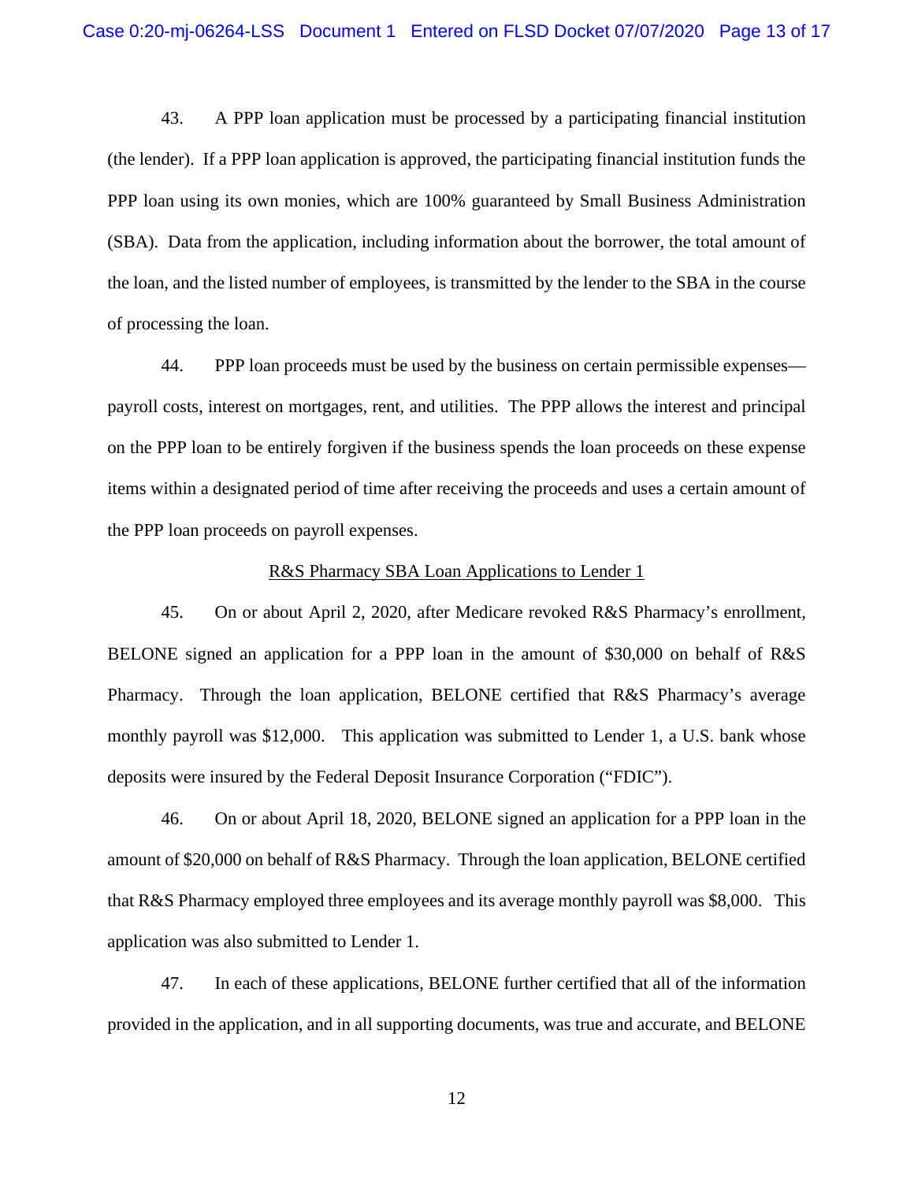43. A PPP loan application must be processed by a participating financial institution (the lender). If a PPP loan application is approved, the participating financial institution funds the PPP loan using its own monies, which are 100% guaranteed by Small Business Administration (SBA). Data from the application, including information about the borrower, the total amount of the loan, and the listed number of employees, is transmitted by the lender to the SBA in the course of processing the loan.

44. PPP loan proceeds must be used by the business on certain permissible expenses—payroll costs, interest on mortgages, rent, and utilities. The PPP allows the interest and principal on the PPP loan to be entirely forgiven if the business spends the loan proceeds on these expense items within a designated period of time after receiving the proceeds and uses a certain amount of the PPP loan proceeds on payroll expenses.

<u>R&S Pharmacy SBA Loan Applications to Lender 1</u>

45. On or about April 2, 2020, after Medicare revoked R&S Pharmacy's enrollment, BELONE signed an application for a PPP loan in the amount of $30,000 on behalf of R&S Pharmacy. Through the loan application, BELONE certified that R&S Pharmacy's average monthly payroll was $12,000. This application was submitted to Lender 1, a U.S. bank whose deposits were insured by the Federal Deposit Insurance Corporation ("FDIC").

46. On or about April 18, 2020, BELONE signed an application for a PPP loan in the amount of $20,000 on behalf of R&S Pharmacy. Through the loan application, BELONE certified that R&S Pharmacy employed three employees and its average monthly payroll was $8,000. This application was also submitted to Lender 1.

47. In each of these applications, BELONE further certified that all of the information provided in the application, and in all supporting documents, was true and accurate, and BELONE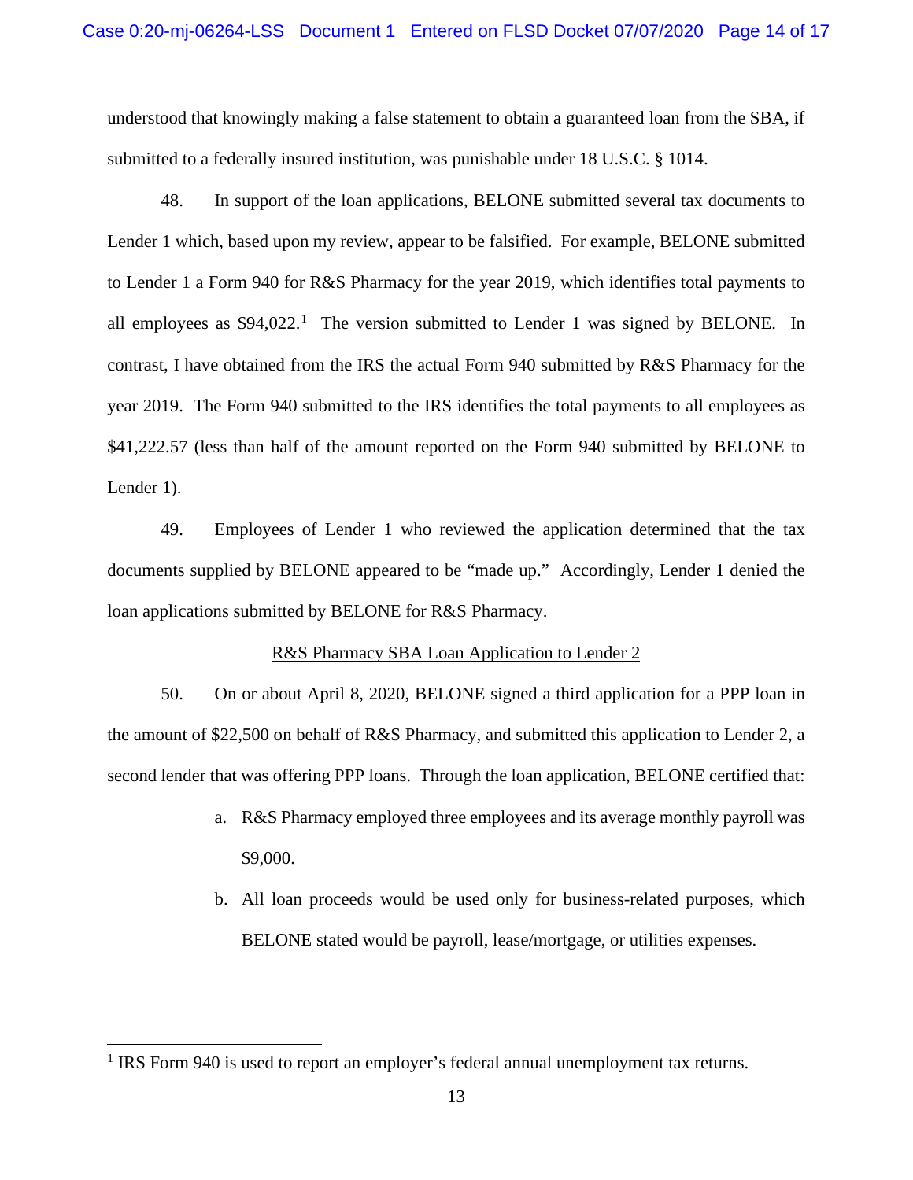understood that knowingly making a false statement to obtain a guaranteed loan from the SBA, if submitted to a federally insured institution, was punishable under 18 U.S.C. § 1014.

48. In support of the loan applications, BELONE submitted several tax documents to Lender 1 which, based upon my review, appear to be falsified. For example, BELONE submitted to Lender 1 a Form 940 for R&S Pharmacy for the year 2019, which identifies total payments to all employees as $94,022.[1] The version submitted to Lender 1 was signed by BELONE. In contrast, I have obtained from the IRS the actual Form 940 submitted by R&S Pharmacy for the year 2019. The Form 940 submitted to the IRS identifies the total payments to all employees as $41,222.57 (less than half of the amount reported on the Form 940 submitted by BELONE to Lender 1).

49. Employees of Lender 1 who reviewed the application determined that the tax documents supplied by BELONE appeared to be "made up." Accordingly, Lender 1 denied the loan applications submitted by BELONE for R&S Pharmacy.

<u>R&S Pharmacy SBA Loan Application to Lender 2</u>

50. On or about April 8, 2020, BELONE signed a third application for a PPP loan in the amount of $22,500 on behalf of R&S Pharmacy, and submitted this application to Lender 2, a second lender that was offering PPP loans. Through the loan application, BELONE certified that:

a. R&S Pharmacy employed three employees and its average monthly payroll was $9,000.

b. All loan proceeds would be used only for business-related purposes, which BELONE stated would be payroll, lease/mortgage, or utilities expenses.

---

[1] IRS Form 940 is used to report an employer's federal annual unemployment tax returns.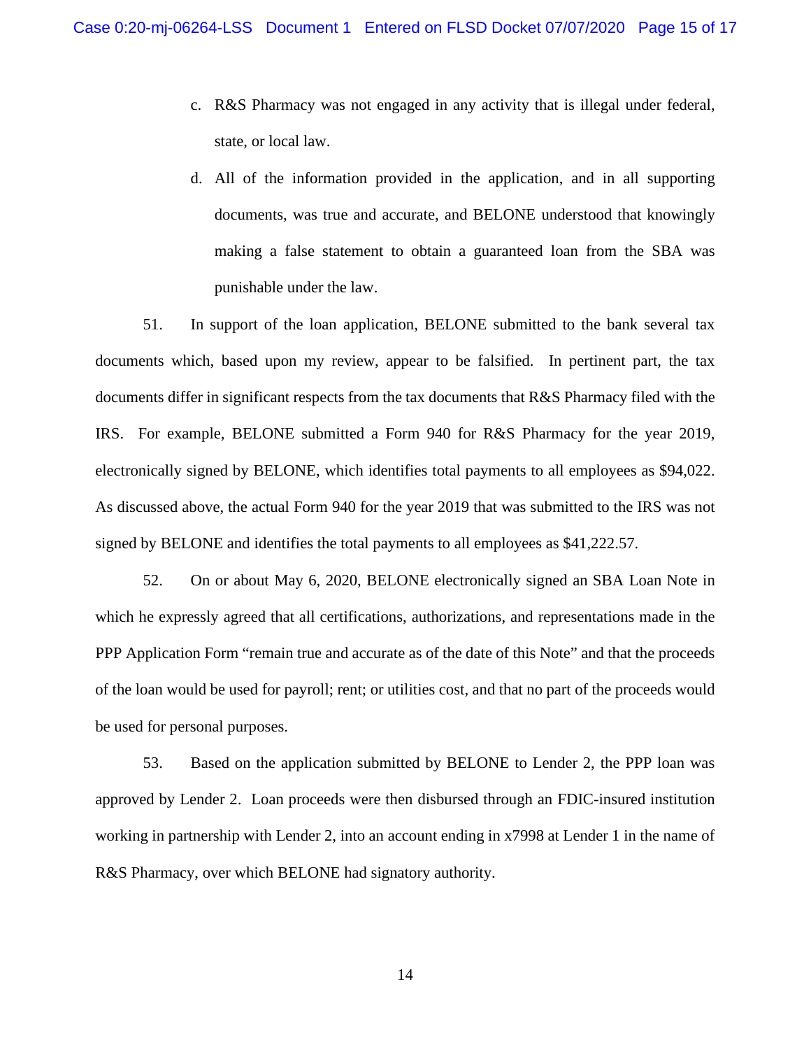c. R&S Pharmacy was not engaged in any activity that is illegal under federal, state, or local law.

d. All of the information provided in the application, and in all supporting documents, was true and accurate, and BELONE understood that knowingly making a false statement to obtain a guaranteed loan from the SBA was punishable under the law.

51. In support of the loan application, BELONE submitted to the bank several tax documents which, based upon my review, appear to be falsified. In pertinent part, the tax documents differ in significant respects from the tax documents that R&S Pharmacy filed with the IRS. For example, BELONE submitted a Form 940 for R&S Pharmacy for the year 2019, electronically signed by BELONE, which identifies total payments to all employees as $94,022. As discussed above, the actual Form 940 for the year 2019 that was submitted to the IRS was not signed by BELONE and identifies the total payments to all employees as $41,222.57.

52. On or about May 6, 2020, BELONE electronically signed an SBA Loan Note in which he expressly agreed that all certifications, authorizations, and representations made in the PPP Application Form "remain true and accurate as of the date of this Note" and that the proceeds of the loan would be used for payroll; rent; or utilities cost, and that no part of the proceeds would be used for personal purposes.

53. Based on the application submitted by BELONE to Lender 2, the PPP loan was approved by Lender 2. Loan proceeds were then disbursed through an FDIC-insured institution working in partnership with Lender 2, into an account ending in x7998 at Lender 1 in the name of R&S Pharmacy, over which BELONE had signatory authority.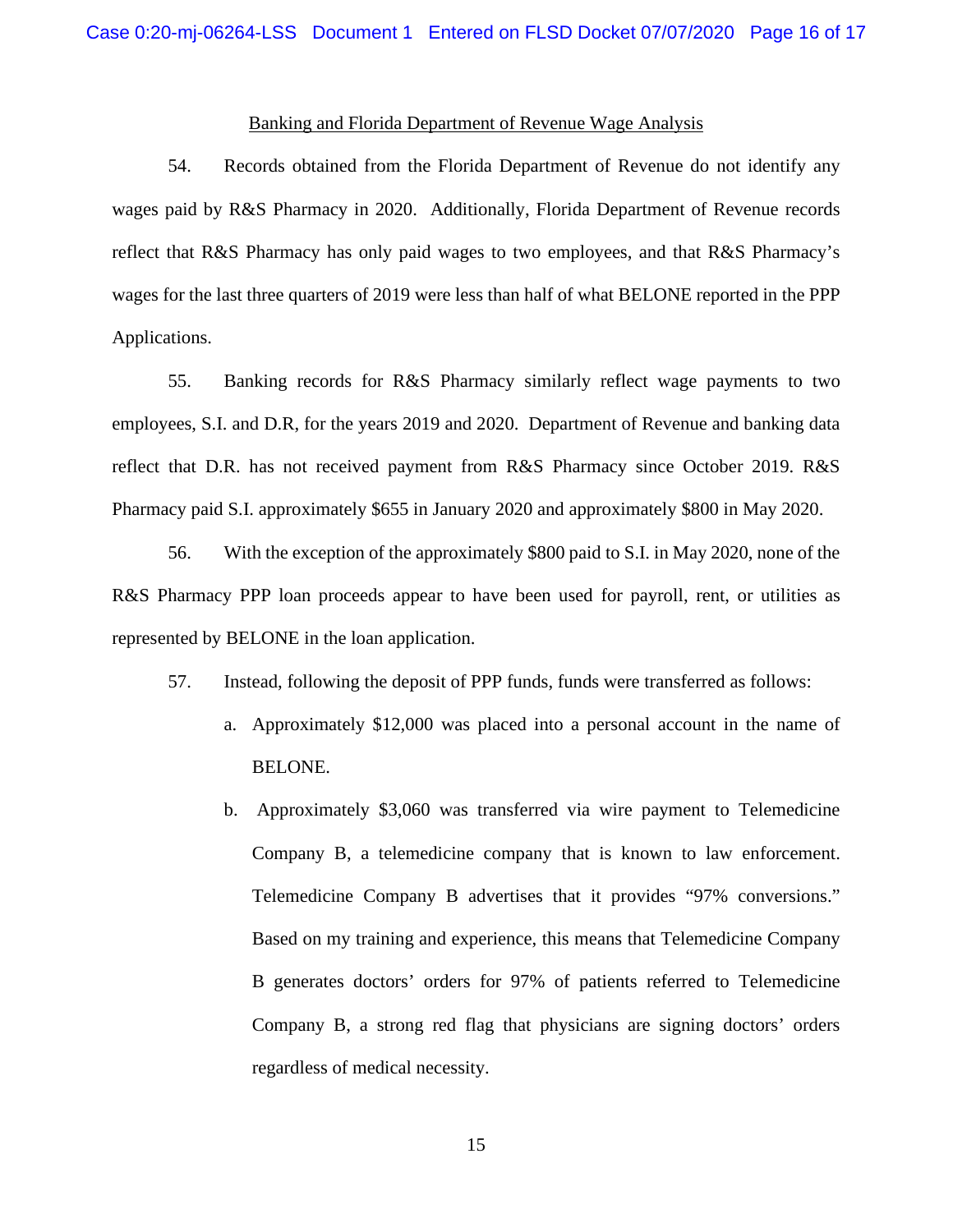Banking and Florida Department of Revenue Wage Analysis

54. Records obtained from the Florida Department of Revenue do not identify any wages paid by R&S Pharmacy in 2020. Additionally, Florida Department of Revenue records reflect that R&S Pharmacy has only paid wages to two employees, and that R&S Pharmacy's wages for the last three quarters of 2019 were less than half of what BELONE reported in the PPP Applications.

55. Banking records for R&S Pharmacy similarly reflect wage payments to two employees, S.I. and D.R, for the years 2019 and 2020. Department of Revenue and banking data reflect that D.R. has not received payment from R&S Pharmacy since October 2019. R&S Pharmacy paid S.I. approximately $655 in January 2020 and approximately $800 in May 2020.

56. With the exception of the approximately $800 paid to S.I. in May 2020, none of the R&S Pharmacy PPP loan proceeds appear to have been used for payroll, rent, or utilities as represented by BELONE in the loan application.

57. Instead, following the deposit of PPP funds, funds were transferred as follows:

a. Approximately $12,000 was placed into a personal account in the name of BELONE.

b. Approximately $3,060 was transferred via wire payment to Telemedicine Company B, a telemedicine company that is known to law enforcement. Telemedicine Company B advertises that it provides "97% conversions." Based on my training and experience, this means that Telemedicine Company B generates doctors' orders for 97% of patients referred to Telemedicine Company B, a strong red flag that physicians are signing doctors' orders regardless of medical necessity.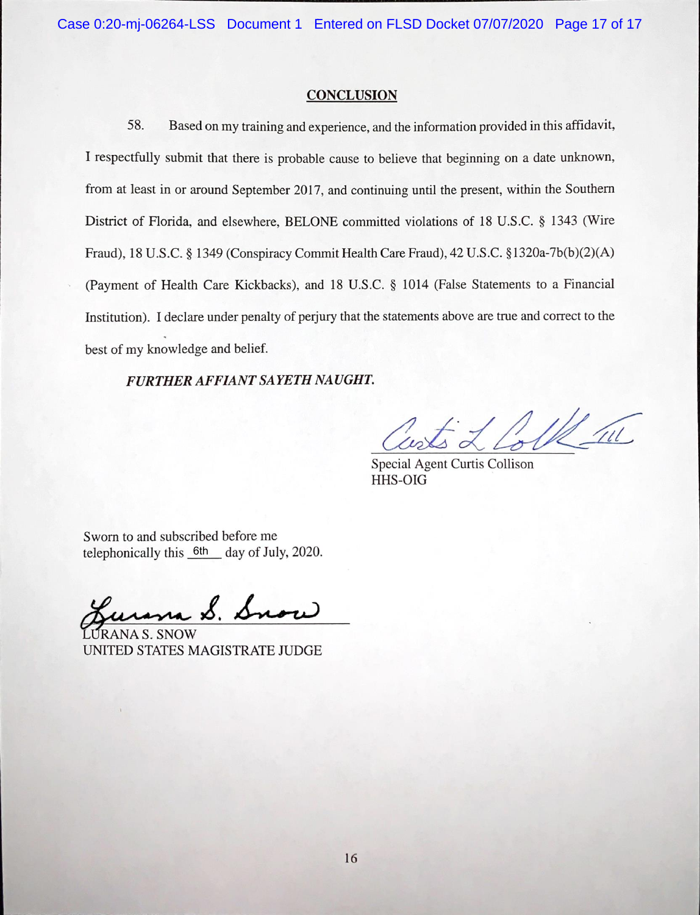## CONCLUSION

58. Based on my training and experience, and the information provided in this affidavit, I respectfully submit that there is probable cause to believe that beginning on a date unknown, from at least in or around September 2017, and continuing until the present, within the Southern District of Florida, and elsewhere, BELONE committed violations of 18 U.S.C. § 1343 (Wire Fraud), 18 U.S.C. § 1349 (Conspiracy Commit Health Care Fraud), 42 U.S.C. §1320a-7b(b)(2)(A) (Payment of Health Care Kickbacks), and 18 U.S.C. § 1014 (False Statements to a Financial Institution). I declare under penalty of perjury that the statements above are true and correct to the best of my knowledge and belief.

***FURTHER AFFIANT SAYETH NAUGHT.***

Special Agent Curtis Collison
HHS-OIG

Sworn to and subscribed before me
telephonically this 6th day of July, 2020.

LURANA S. SNOW
UNITED STATES MAGISTRATE JUDGE